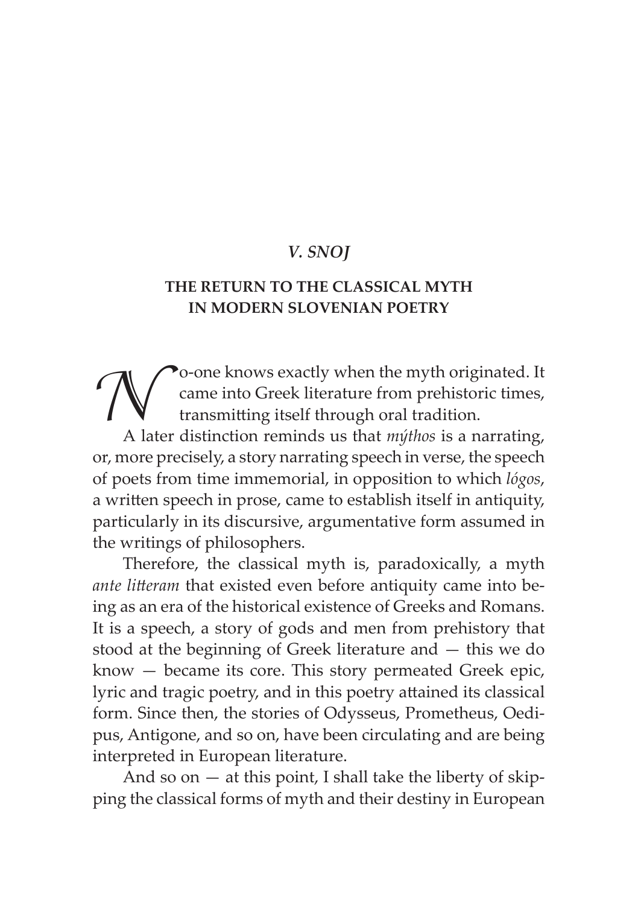*V. SNOJ*

# THE RETURN TO THE CLASSICAL MYTH IN MODERN SLOVENIAN POETRY

No-one knows exactly when the myth originated. It came into Greek literature from prehistoric times, transmitting itself through oral tradition.

A later distinction reminds us that *mýthos* is a narrating, or, more precisely, a story narrating speech in verse, the speech of poets from time immemorial, in opposition to which *lógos*, a written speech in prose, came to establish itself in antiquity, particularly in its discursive, argumentative form assumed in the writings of philosophers.

Therefore, the classical myth is, paradoxically, a myth *ante litteram* that existed even before antiquity came into being as an era of the historical existence of Greeks and Romans. It is a speech, a story of gods and men from prehistory that stood at the beginning of Greek literature and — this we do know — became its core. This story permeated Greek epic, lyric and tragic poetry, and in this poetry attained its classical form. Since then, the stories of Odysseus, Prometheus, Oedipus, Antigone, and so on, have been circulating and are being interpreted in European literature.

And so on — at this point, I shall take the liberty of skipping the classical forms of myth and their destiny in European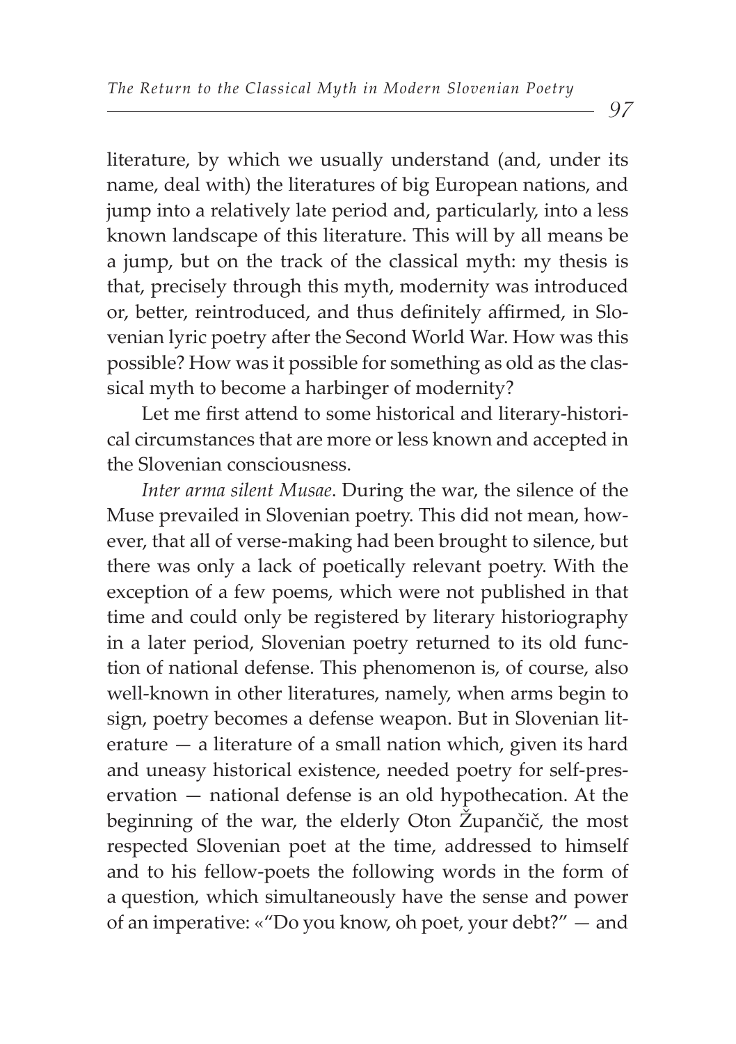literature, by which we usually understand (and, under its name, deal with) the literatures of big European nations, and jump into a relatively late period and, particularly, into a less known landscape of this literature. This will by all means be a jump, but on the track of the classical myth: my thesis is that, precisely through this myth, modernity was introduced or, better, reintroduced, and thus definitely affirmed, in Slovenian lyric poetry after the Second World War. How was this possible? How was it possible for something as old as the classical myth to become a harbinger of modernity?

Let me first attend to some historical and literary-historical circumstances that are more or less known and accepted in the Slovenian consciousness.

*Inter arma silent Musae*. During the war, the silence of the Muse prevailed in Slovenian poetry. This did not mean, however, that all of verse-making had been brought to silence, but there was only a lack of poetically relevant poetry. With the exception of a few poems, which were not published in that time and could only be registered by literary historiography in a later period, Slovenian poetry returned to its old function of national defense. This phenomenon is, of course, also well-known in other literatures, namely, when arms begin to sign, poetry becomes a defense weapon. But in Slovenian literature — a literature of a small nation which, given its hard and uneasy historical existence, needed poetry for self-preservation — national defense is an old hypothecation. At the beginning of the war, the elderly Oton Župančič, the most respected Slovenian poet at the time, addressed to himself and to his fellow-poets the following words in the form of a question, which simultaneously have the sense and power of an imperative: «"Do you know, oh poet, your debt?" — and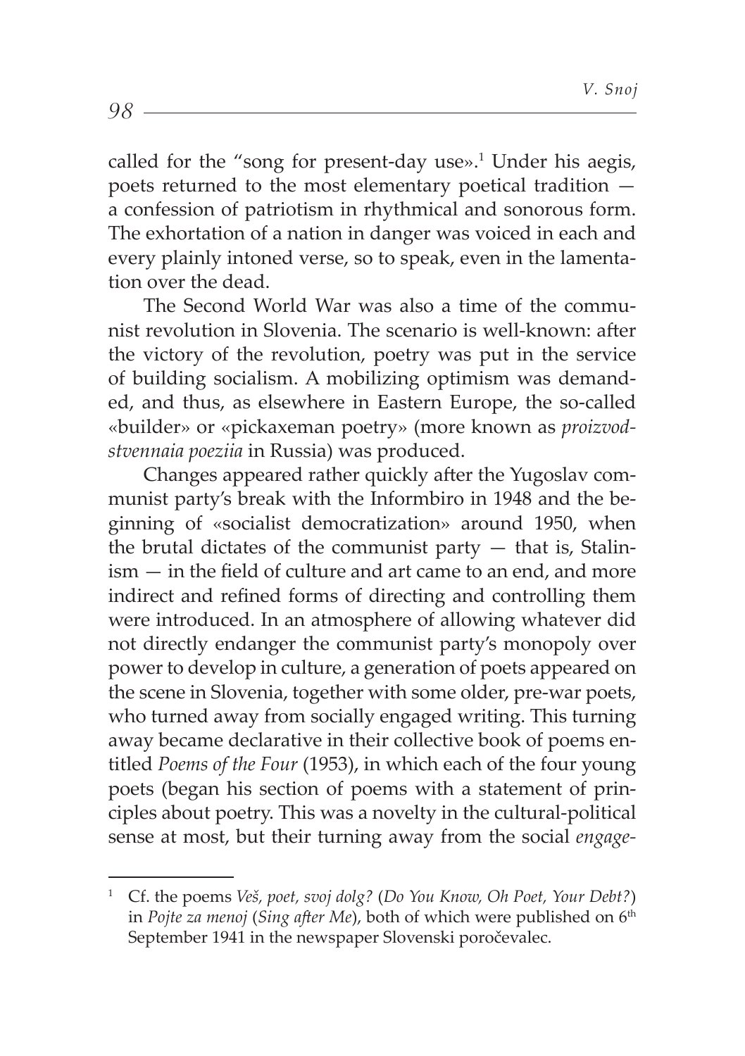called for the "song for present-day use».[1] Under his aegis, poets returned to the most elementary poetical tradition — a confession of patriotism in rhythmical and sonorous form. The exhortation of a nation in danger was voiced in each and every plainly intoned verse, so to speak, even in the lamentation over the dead.

The Second World War was also a time of the communist revolution in Slovenia. The scenario is well-known: after the victory of the revolution, poetry was put in the service of building socialism. A mobilizing optimism was demanded, and thus, as elsewhere in Eastern Europe, the so-called «builder» or «pickaxeman poetry» (more known as *proizvodstvennaia poeziia* in Russia) was produced.

Changes appeared rather quickly after the Yugoslav communist party's break with the Informbiro in 1948 and the beginning of «socialist democratization» around 1950, when the brutal dictates of the communist party — that is, Stalinism — in the field of culture and art came to an end, and more indirect and refined forms of directing and controlling them were introduced. In an atmosphere of allowing whatever did not directly endanger the communist party's monopoly over power to develop in culture, a generation of poets appeared on the scene in Slovenia, together with some older, pre-war poets, who turned away from socially engaged writing. This turning away became declarative in their collective book of poems entitled *Poems of the Four* (1953), in which each of the four young poets (began his section of poems with a statement of principles about poetry. This was a novelty in the cultural-political sense at most, but their turning away from the social *engage-*

[1] Cf. the poems *Veš, poet, svoj dolg?* (*Do You Know, Oh Poet, Your Debt?*) in *Pojte za menoj* (*Sing after Me*), both of which were published on 6th September 1941 in the newspaper Slovenski poročevalec.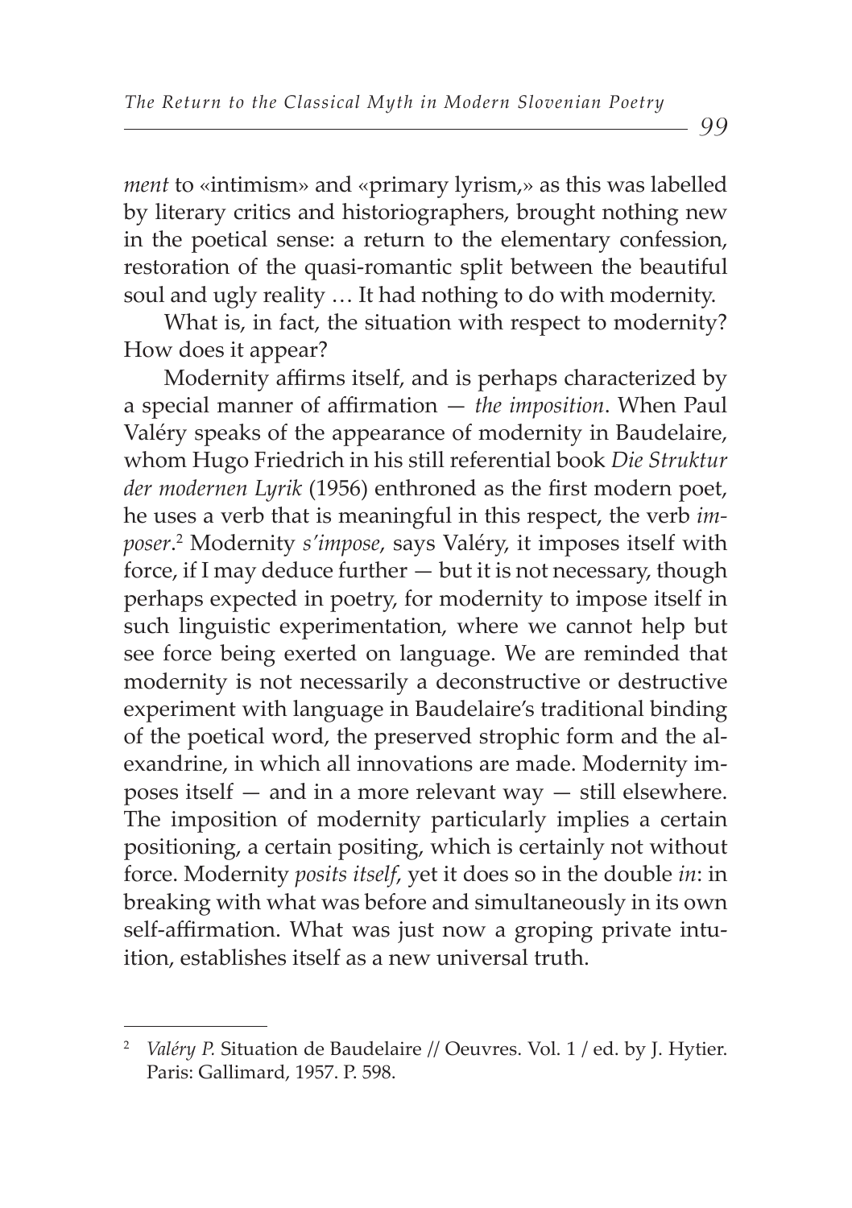*ment* to «intimism» and «primary lyrism,» as this was labelled by literary critics and historiographers, brought nothing new in the poetical sense: a return to the elementary confession, restoration of the quasi-romantic split between the beautiful soul and ugly reality … It had nothing to do with modernity.

What is, in fact, the situation with respect to modernity? How does it appear?

Modernity affirms itself, and is perhaps characterized by a special manner of affirmation — *the imposition*. When Paul Valéry speaks of the appearance of modernity in Baudelaire, whom Hugo Friedrich in his still referential book *Die Struktur der modernen Lyrik* (1956) enthroned as the first modern poet, he uses a verb that is meaningful in this respect, the verb *imposer*.[2] Modernity *s'impose*, says Valéry, it imposes itself with force, if I may deduce further — but it is not necessary, though perhaps expected in poetry, for modernity to impose itself in such linguistic experimentation, where we cannot help but see force being exerted on language. We are reminded that modernity is not necessarily a deconstructive or destructive experiment with language in Baudelaire's traditional binding of the poetical word, the preserved strophic form and the alexandrine, in which all innovations are made. Modernity imposes itself — and in a more relevant way — still elsewhere. The imposition of modernity particularly implies a certain positioning, a certain positing, which is certainly not without force. Modernity *posits itself*, yet it does so in the double *in*: in breaking with what was before and simultaneously in its own self-affirmation. What was just now a groping private intuition, establishes itself as a new universal truth.

---

[2] *Valéry P.* Situation de Baudelaire // Oeuvres. Vol. 1 / ed. by J. Hytier. Paris: Gallimard, 1957. P. 598.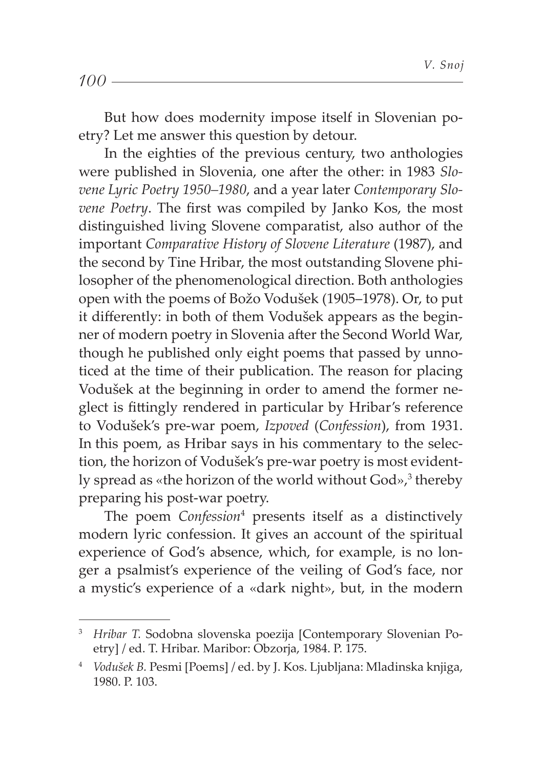But how does modernity impose itself in Slovenian poetry? Let me answer this question by detour.

In the eighties of the previous century, two anthologies were published in Slovenia, one after the other: in 1983 *Slovene Lyric Poetry 1950–1980*, and a year later *Contemporary Slovene Poetry*. The first was compiled by Janko Kos, the most distinguished living Slovene comparatist, also author of the important *Comparative History of Slovene Literature* (1987), and the second by Tine Hribar, the most outstanding Slovene philosopher of the phenomenological direction. Both anthologies open with the poems of Božo Vodušek (1905–1978). Or, to put it differently: in both of them Vodušek appears as the beginner of modern poetry in Slovenia after the Second World War, though he published only eight poems that passed by unnoticed at the time of their publication. The reason for placing Vodušek at the beginning in order to amend the former neglect is fittingly rendered in particular by Hribar's reference to Vodušek's pre-war poem, *Izpoved* (*Confession*), from 1931. In this poem, as Hribar says in his commentary to the selection, the horizon of Vodušek's pre-war poetry is most evidently spread as «the horizon of the world without God»,[3] thereby preparing his post-war poetry.

The poem *Confession*[4] presents itself as a distinctively modern lyric confession. It gives an account of the spiritual experience of God's absence, which, for example, is no longer a psalmist's experience of the veiling of God's face, nor a mystic's experience of a «dark night», but, in the modern

---

[3] *Hribar T.* Sodobna slovenska poezija [Contemporary Slovenian Poetry] / ed. T. Hribar. Maribor: Obzorja, 1984. P. 175.

[4] *Vodušek B.* Pesmi [Poems] / ed. by J. Kos. Ljubljana: Mladinska knjiga, 1980. P. 103.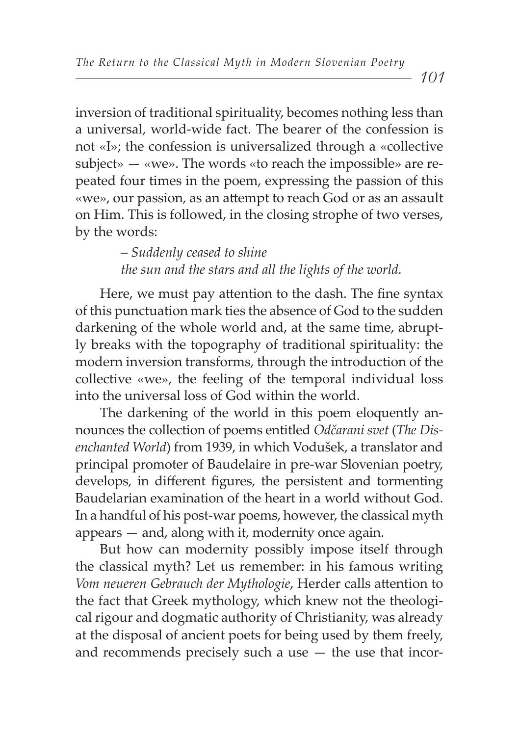inversion of traditional spirituality, becomes nothing less than a universal, world-wide fact. The bearer of the confession is not «I»; the confession is universalized through a «collective subject» — «we». The words «to reach the impossible» are repeated four times in the poem, expressing the passion of this «we», our passion, as an attempt to reach God or as an assault on Him. This is followed, in the closing strophe of two verses, by the words:

> *– Suddenly ceased to shine*
> *the sun and the stars and all the lights of the world.*

Here, we must pay attention to the dash. The fine syntax of this punctuation mark ties the absence of God to the sudden darkening of the whole world and, at the same time, abruptly breaks with the topography of traditional spirituality: the modern inversion transforms, through the introduction of the collective «we», the feeling of the temporal individual loss into the universal loss of God within the world.

The darkening of the world in this poem eloquently announces the collection of poems entitled *Odčarani svet* (*The Disenchanted World*) from 1939, in which Vodušek, a translator and principal promoter of Baudelaire in pre-war Slovenian poetry, develops, in different figures, the persistent and tormenting Baudelarian examination of the heart in a world without God. In a handful of his post-war poems, however, the classical myth appears — and, along with it, modernity once again.

But how can modernity possibly impose itself through the classical myth? Let us remember: in his famous writing *Vom neueren Gebrauch der Mythologie*, Herder calls attention to the fact that Greek mythology, which knew not the theological rigour and dogmatic authority of Christianity, was already at the disposal of ancient poets for being used by them freely, and recommends precisely such a use — the use that incor-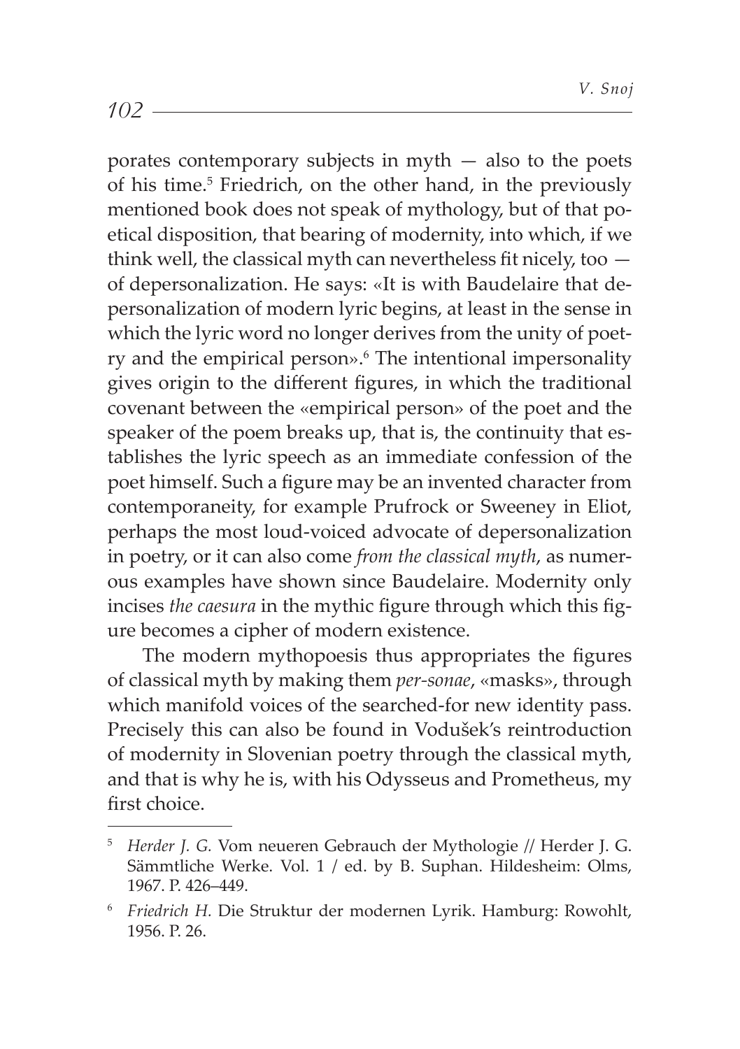porates contemporary subjects in myth — also to the poets of his time.[5] Friedrich, on the other hand, in the previously mentioned book does not speak of mythology, but of that poetical disposition, that bearing of modernity, into which, if we think well, the classical myth can nevertheless fit nicely, too — of depersonalization. He says: «It is with Baudelaire that depersonalization of modern lyric begins, at least in the sense in which the lyric word no longer derives from the unity of poetry and the empirical person».[6] The intentional impersonality gives origin to the different figures, in which the traditional covenant between the «empirical person» of the poet and the speaker of the poem breaks up, that is, the continuity that establishes the lyric speech as an immediate confession of the poet himself. Such a figure may be an invented character from contemporaneity, for example Prufrock or Sweeney in Eliot, perhaps the most loud-voiced advocate of depersonalization in poetry, or it can also come *from the classical myth*, as numerous examples have shown since Baudelaire. Modernity only incises *the caesura* in the mythic figure through which this figure becomes a cipher of modern existence.

The modern mythopoesis thus appropriates the figures of classical myth by making them *per-sonae*, «masks», through which manifold voices of the searched-for new identity pass. Precisely this can also be found in Vodušek's reintroduction of modernity in Slovenian poetry through the classical myth, and that is why he is, with his Odysseus and Prometheus, my first choice.

---

[5] *Herder J. G.* Vom neueren Gebrauch der Mythologie // Herder J. G. Sämmtliche Werke. Vol. 1 / ed. by B. Suphan. Hildesheim: Olms, 1967. P. 426–449.

[6] *Friedrich H.* Die Struktur der modernen Lyrik. Hamburg: Rowohlt, 1956. P. 26.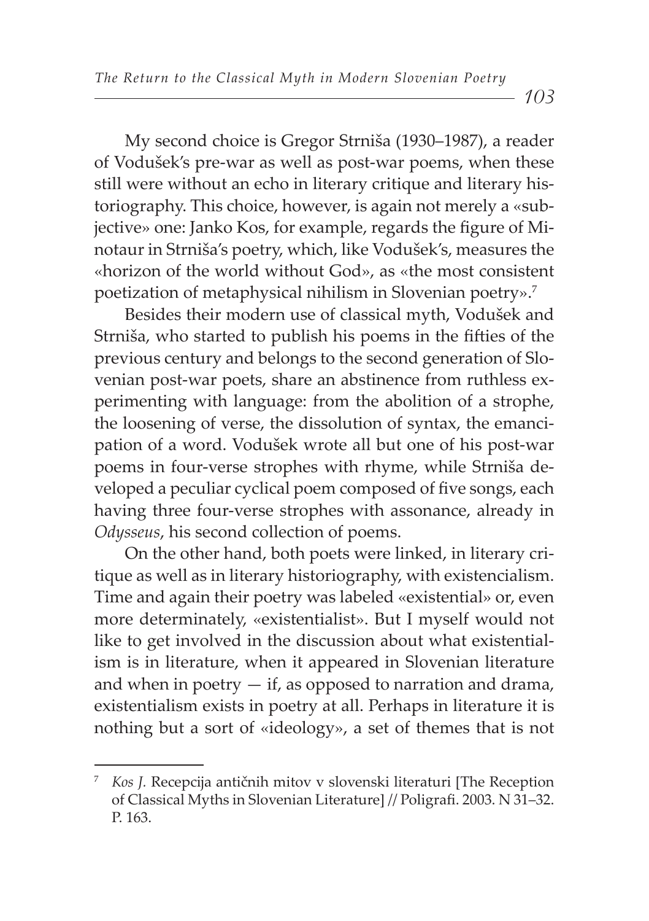My second choice is Gregor Strniša (1930–1987), a reader of Vodušek's pre-war as well as post-war poems, when these still were without an echo in literary critique and literary historiography. This choice, however, is again not merely a «subjective» one: Janko Kos, for example, regards the figure of Minotaur in Strniša's poetry, which, like Vodušek's, measures the «horizon of the world without God», as «the most consistent poetization of metaphysical nihilism in Slovenian poetry».[7]

Besides their modern use of classical myth, Vodušek and Strniša, who started to publish his poems in the fifties of the previous century and belongs to the second generation of Slovenian post-war poets, share an abstinence from ruthless experimenting with language: from the abolition of a strophe, the loosening of verse, the dissolution of syntax, the emancipation of a word. Vodušek wrote all but one of his post-war poems in four-verse strophes with rhyme, while Strniša developed a peculiar cyclical poem composed of five songs, each having three four-verse strophes with assonance, already in *Odysseus*, his second collection of poems.

On the other hand, both poets were linked, in literary critique as well as in literary historiography, with existencialism. Time and again their poetry was labeled «existential» or, even more determinately, «existentialist». But I myself would not like to get involved in the discussion about what existentialism is in literature, when it appeared in Slovenian literature and when in poetry — if, as opposed to narration and drama, existentialism exists in poetry at all. Perhaps in literature it is nothing but a sort of «ideology», a set of themes that is not

---

[7] *Kos J.* Recepcija antičnih mitov v slovenski literaturi [The Reception of Classical Myths in Slovenian Literature] // Poligrafi. 2003. N 31–32. P. 163.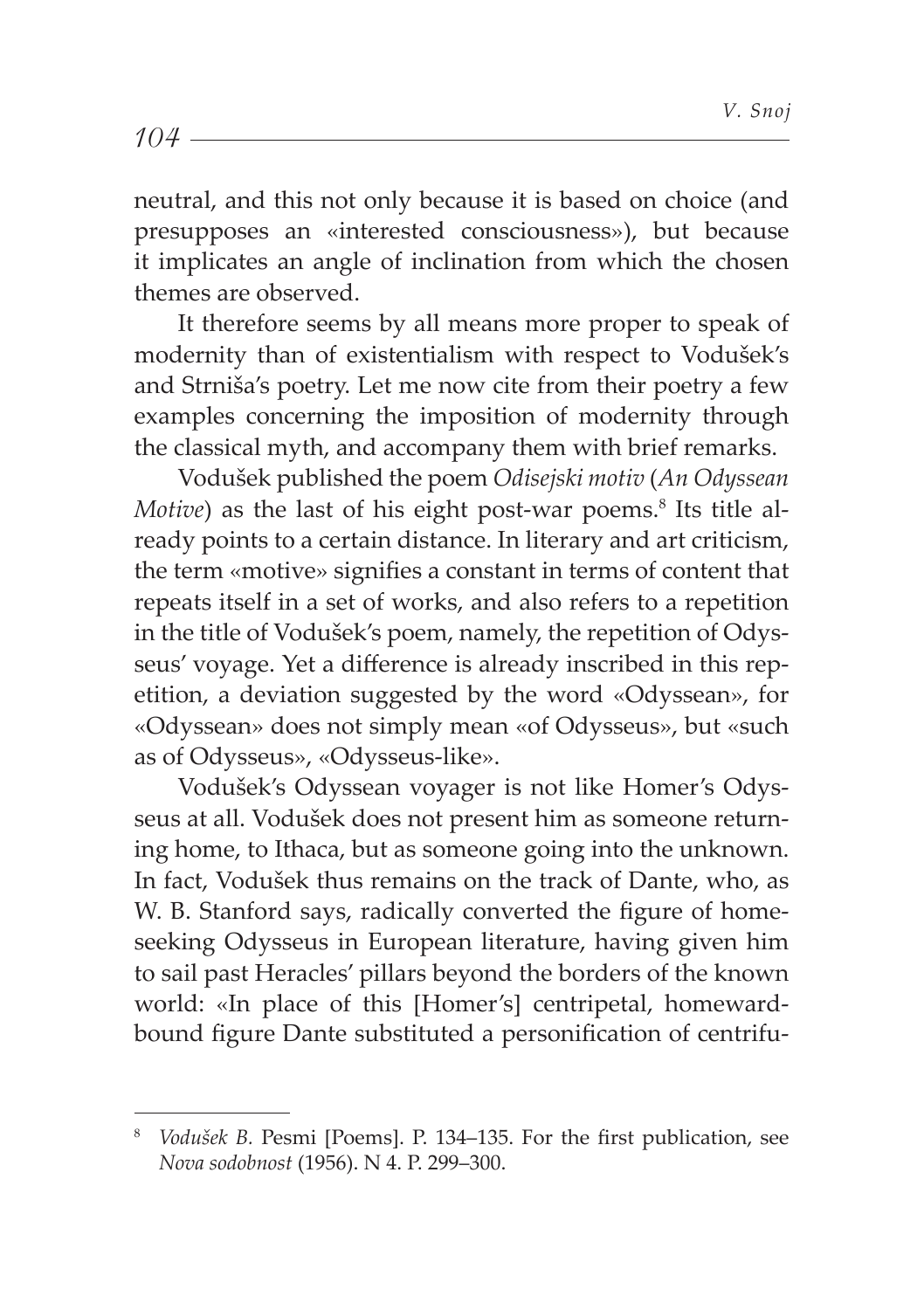neutral, and this not only because it is based on choice (and presupposes an «interested consciousness»), but because it implicates an angle of inclination from which the chosen themes are observed.

It therefore seems by all means more proper to speak of modernity than of existentialism with respect to Vodušek's and Strniša's poetry. Let me now cite from their poetry a few examples concerning the imposition of modernity through the classical myth, and accompany them with brief remarks.

Vodušek published the poem *Odisejski motiv* (*An Odyssean Motive*) as the last of his eight post-war poems.[8] Its title already points to a certain distance. In literary and art criticism, the term «motive» signifies a constant in terms of content that repeats itself in a set of works, and also refers to a repetition in the title of Vodušek's poem, namely, the repetition of Odysseus' voyage. Yet a difference is already inscribed in this repetition, a deviation suggested by the word «Odyssean», for «Odyssean» does not simply mean «of Odysseus», but «such as of Odysseus», «Odysseus-like».

Vodušek's Odyssean voyager is not like Homer's Odysseus at all. Vodušek does not present him as someone returning home, to Ithaca, but as someone going into the unknown. In fact, Vodušek thus remains on the track of Dante, who, as W. B. Stanford says, radically converted the figure of home-seeking Odysseus in European literature, having given him to sail past Heracles' pillars beyond the borders of the known world: «In place of this [Homer's] centripetal, homeward-bound figure Dante substituted a personification of centrifu-

---

[8] *Vodušek B.* Pesmi [Poems]. P. 134–135. For the first publication, see *Nova sodobnost* (1956). N 4. P. 299–300.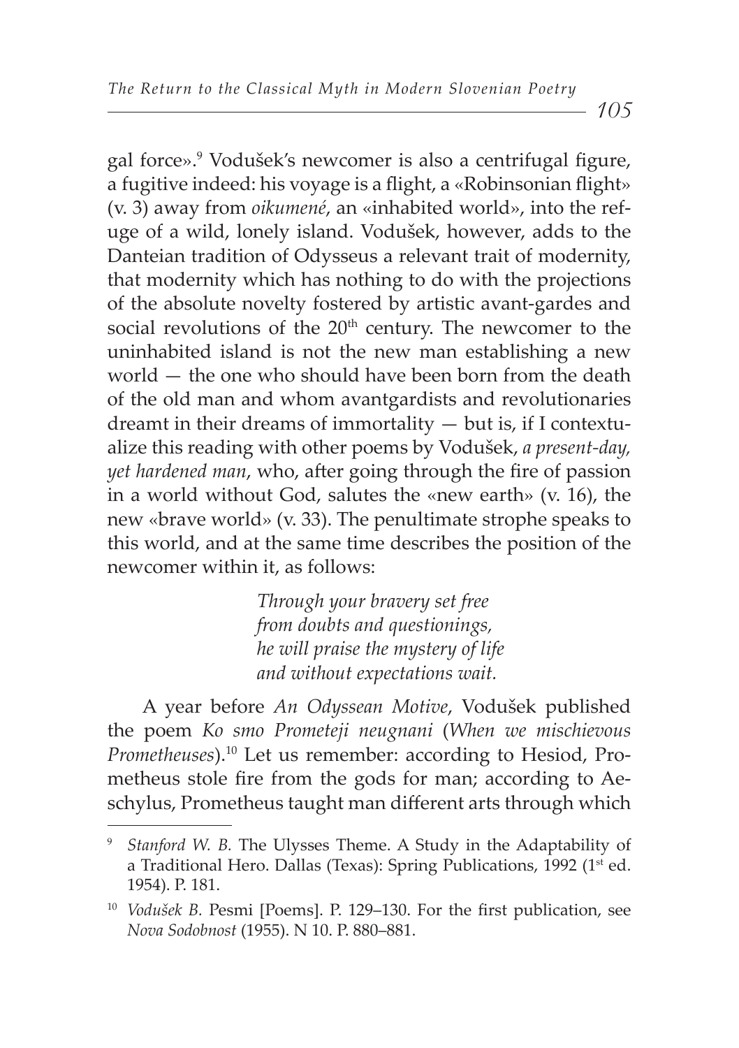gal force».[9] Vodušek's newcomer is also a centrifugal figure, a fugitive indeed: his voyage is a flight, a «Robinsonian flight» (v. 3) away from *oikumené*, an «inhabited world», into the refuge of a wild, lonely island. Vodušek, however, adds to the Danteian tradition of Odysseus a relevant trait of modernity, that modernity which has nothing to do with the projections of the absolute novelty fostered by artistic avant-gardes and social revolutions of the 20th century. The newcomer to the uninhabited island is not the new man establishing a new world — the one who should have been born from the death of the old man and whom avantgardists and revolutionaries dreamt in their dreams of immortality — but is, if I contextualize this reading with other poems by Vodušek, *a present-day, yet hardened man*, who, after going through the fire of passion in a world without God, salutes the «new earth» (v. 16), the new «brave world» (v. 33). The penultimate strophe speaks to this world, and at the same time describes the position of the newcomer within it, as follows:

> *Through your bravery set free*
> *from doubts and questionings,*
> *he will praise the mystery of life*
> *and without expectations wait.*

A year before *An Odyssean Motive*, Vodušek published the poem *Ko smo Prometeji neugnani* (*When we mischievous Prometheuses*).[10] Let us remember: according to Hesiod, Prometheus stole fire from the gods for man; according to Aeschylus, Prometheus taught man different arts through which

---

[9] *Stanford W. B.* The Ulysses Theme. A Study in the Adaptability of a Traditional Hero. Dallas (Texas): Spring Publications, 1992 (1st ed. 1954). P. 181.

[10] *Vodušek B.* Pesmi [Poems]. P. 129–130. For the first publication, see *Nova Sodobnost* (1955). N 10. P. 880–881.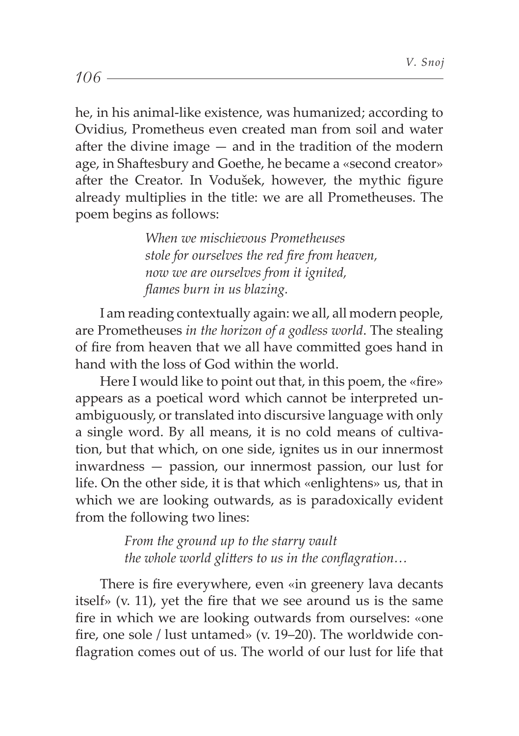he, in his animal-like existence, was humanized; according to Ovidius, Prometheus even created man from soil and water after the divine image — and in the tradition of the modern age, in Shaftesbury and Goethe, he became a «second creator» after the Creator. In Vodušek, however, the mythic figure already multiplies in the title: we are all Prometheuses. The poem begins as follows:

> *When we mischievous Prometheuses*
> *stole for ourselves the red fire from heaven,*
> *now we are ourselves from it ignited,*
> *flames burn in us blazing.*

I am reading contextually again: we all, all modern people, are Prometheuses *in the horizon of a godless world*. The stealing of fire from heaven that we all have committed goes hand in hand with the loss of God within the world.

Here I would like to point out that, in this poem, the «fire» appears as a poetical word which cannot be interpreted unambiguously, or translated into discursive language with only a single word. By all means, it is no cold means of cultivation, but that which, on one side, ignites us in our innermost inwardness — passion, our innermost passion, our lust for life. On the other side, it is that which «enlightens» us, that in which we are looking outwards, as is paradoxically evident from the following two lines:

> *From the ground up to the starry vault*
> *the whole world glitters to us in the conflagration…*

There is fire everywhere, even «in greenery lava decants itself» (v. 11), yet the fire that we see around us is the same fire in which we are looking outwards from ourselves: «one fire, one sole / lust untamed» (v. 19–20). The worldwide conflagration comes out of us. The world of our lust for life that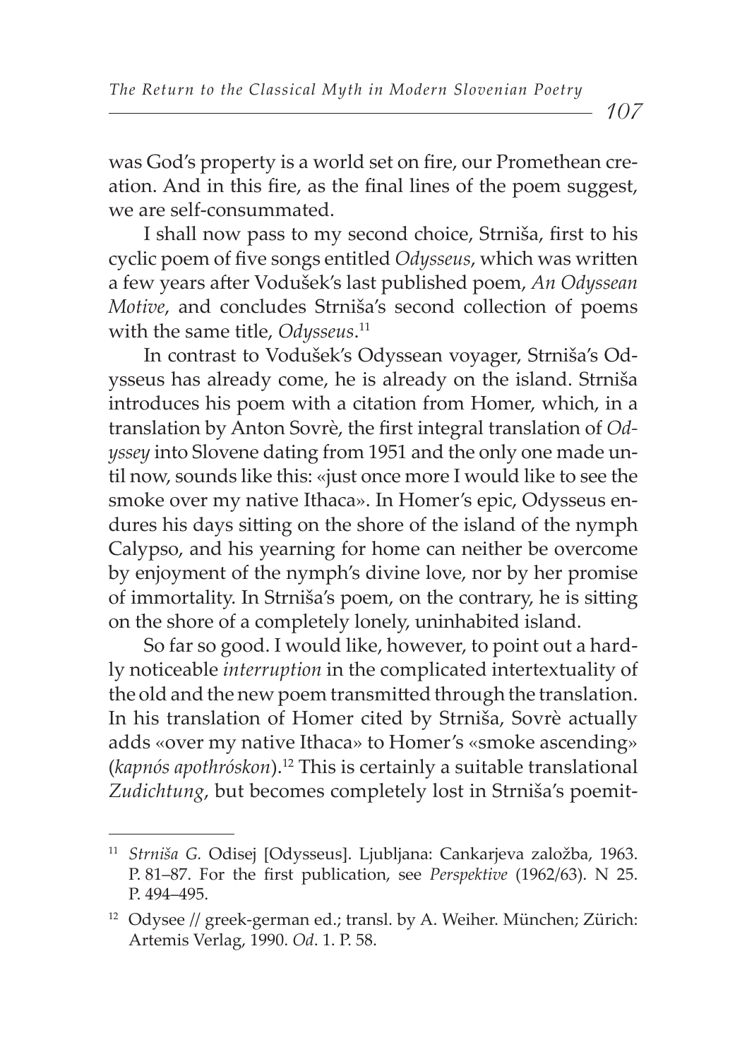was God's property is a world set on fire, our Promethean creation. And in this fire, as the final lines of the poem suggest, we are self-consummated.

I shall now pass to my second choice, Strniša, first to his cyclic poem of five songs entitled *Odysseus*, which was written a few years after Vodušek's last published poem, *An Odyssean Motive*, and concludes Strniša's second collection of poems with the same title, *Odysseus*.[11]

In contrast to Vodušek's Odyssean voyager, Strniša's Odysseus has already come, he is already on the island. Strniša introduces his poem with a citation from Homer, which, in a translation by Anton Sovrè, the first integral translation of *Odyssey* into Slovene dating from 1951 and the only one made until now, sounds like this: «just once more I would like to see the smoke over my native Ithaca». In Homer's epic, Odysseus endures his days sitting on the shore of the island of the nymph Calypso, and his yearning for home can neither be overcome by enjoyment of the nymph's divine love, nor by her promise of immortality. In Strniša's poem, on the contrary, he is sitting on the shore of a completely lonely, uninhabited island.

So far so good. I would like, however, to point out a hardly noticeable *interruption* in the complicated intertextuality of the old and the new poem transmitted through the translation. In his translation of Homer cited by Strniša, Sovrè actually adds «over my native Ithaca» to Homer's «smoke ascending» (*kapnós apothróskon*).[12] This is certainly a suitable translational *Zudichtung*, but becomes completely lost in Strniša's poemit-

---

[11] *Strniša G.* Odisej [Odysseus]. Ljubljana: Cankarjeva založba, 1963. P. 81–87. For the first publication, see *Perspektive* (1962/63). N 25. P. 494–495.

[12] Odysee // greek-german ed.; transl. by A. Weiher. München; Zürich: Artemis Verlag, 1990. *Od*. 1. P. 58.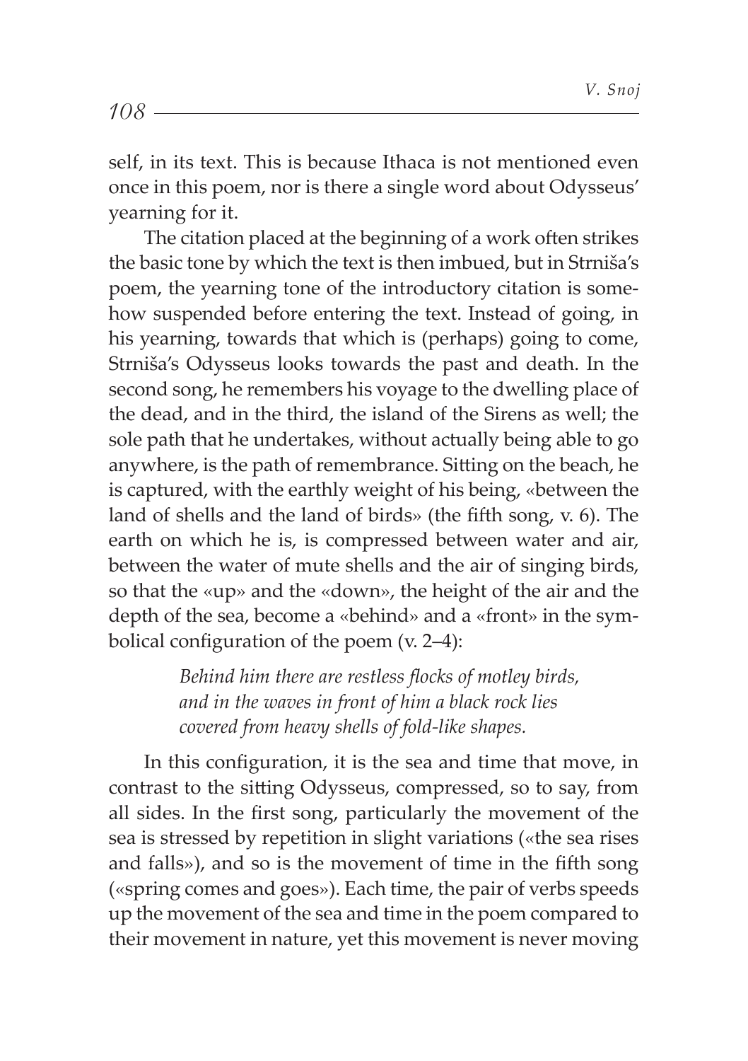self, in its text. This is because Ithaca is not mentioned even once in this poem, nor is there a single word about Odysseus' yearning for it.

The citation placed at the beginning of a work often strikes the basic tone by which the text is then imbued, but in Strniša's poem, the yearning tone of the introductory citation is somehow suspended before entering the text. Instead of going, in his yearning, towards that which is (perhaps) going to come, Strniša's Odysseus looks towards the past and death. In the second song, he remembers his voyage to the dwelling place of the dead, and in the third, the island of the Sirens as well; the sole path that he undertakes, without actually being able to go anywhere, is the path of remembrance. Sitting on the beach, he is captured, with the earthly weight of his being, «between the land of shells and the land of birds» (the fifth song, v. 6). The earth on which he is, is compressed between water and air, between the water of mute shells and the air of singing birds, so that the «up» and the «down», the height of the air and the depth of the sea, become a «behind» and a «front» in the symbolical configuration of the poem (v. 2–4):

> *Behind him there are restless flocks of motley birds,*
> *and in the waves in front of him a black rock lies*
> *covered from heavy shells of fold-like shapes.*

In this configuration, it is the sea and time that move, in contrast to the sitting Odysseus, compressed, so to say, from all sides. In the first song, particularly the movement of the sea is stressed by repetition in slight variations («the sea rises and falls»), and so is the movement of time in the fifth song («spring comes and goes»). Each time, the pair of verbs speeds up the movement of the sea and time in the poem compared to their movement in nature, yet this movement is never moving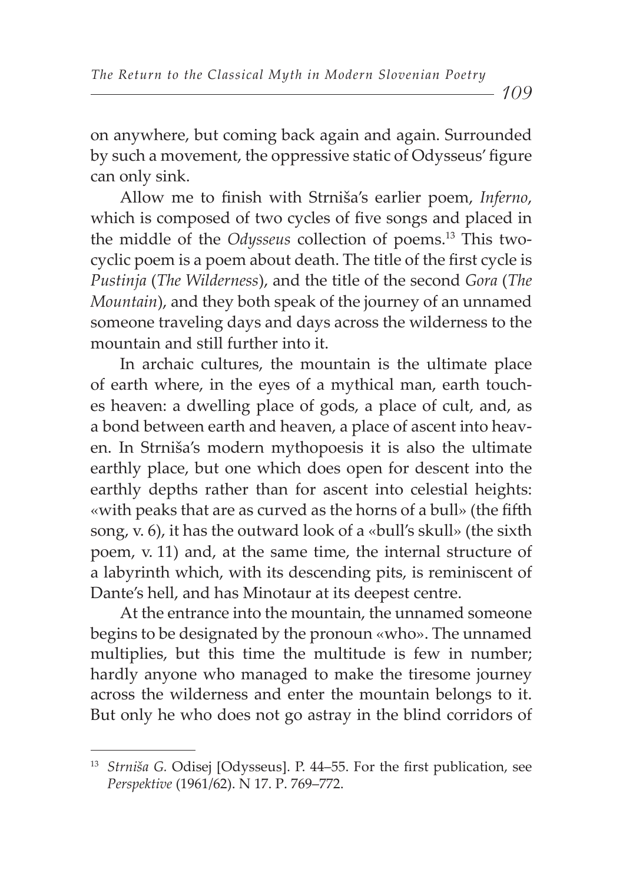on anywhere, but coming back again and again. Surrounded by such a movement, the oppressive static of Odysseus' figure can only sink.

Allow me to finish with Strniša's earlier poem, *Inferno*, which is composed of two cycles of five songs and placed in the middle of the *Odysseus* collection of poems.[13] This two-cyclic poem is a poem about death. The title of the first cycle is *Pustinja* (*The Wilderness*), and the title of the second *Gora* (*The Mountain*), and they both speak of the journey of an unnamed someone traveling days and days across the wilderness to the mountain and still further into it.

In archaic cultures, the mountain is the ultimate place of earth where, in the eyes of a mythical man, earth touches heaven: a dwelling place of gods, a place of cult, and, as a bond between earth and heaven, a place of ascent into heaven. In Strniša's modern mythopoesis it is also the ultimate earthly place, but one which does open for descent into the earthly depths rather than for ascent into celestial heights: «with peaks that are as curved as the horns of a bull» (the fifth song, v. 6), it has the outward look of a «bull's skull» (the sixth poem, v. 11) and, at the same time, the internal structure of a labyrinth which, with its descending pits, is reminiscent of Dante's hell, and has Minotaur at its deepest centre.

At the entrance into the mountain, the unnamed someone begins to be designated by the pronoun «who». The unnamed multiplies, but this time the multitude is few in number; hardly anyone who managed to make the tiresome journey across the wilderness and enter the mountain belongs to it. But only he who does not go astray in the blind corridors of

---

[13] *Strniša G.* Odisej [Odysseus]. P. 44–55. For the first publication, see *Perspektive* (1961/62). N 17. P. 769–772.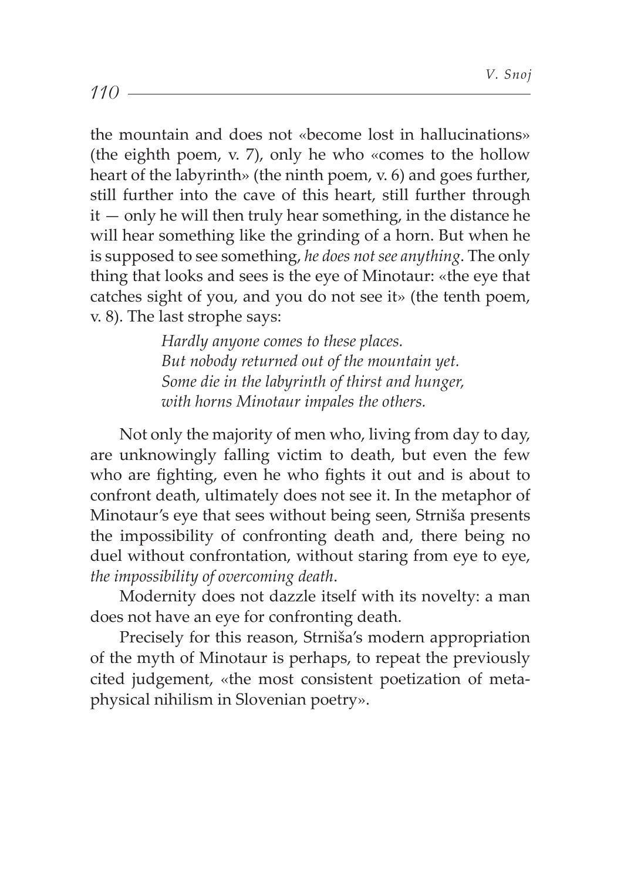the mountain and does not «become lost in hallucinations» (the eighth poem, v. 7), only he who «comes to the hollow heart of the labyrinth» (the ninth poem, v. 6) and goes further, still further into the cave of this heart, still further through it — only he will then truly hear something, in the distance he will hear something like the grinding of a horn. But when he is supposed to see something, *he does not see anything*. The only thing that looks and sees is the eye of Minotaur: «the eye that catches sight of you, and you do not see it» (the tenth poem, v. 8). The last strophe says:

> *Hardly anyone comes to these places.*
> *But nobody returned out of the mountain yet.*
> *Some die in the labyrinth of thirst and hunger,*
> *with horns Minotaur impales the others.*

Not only the majority of men who, living from day to day, are unknowingly falling victim to death, but even the few who are fighting, even he who fights it out and is about to confront death, ultimately does not see it. In the metaphor of Minotaur's eye that sees without being seen, Strniša presents the impossibility of confronting death and, there being no duel without confrontation, without staring from eye to eye, *the impossibility of overcoming death*.

Modernity does not dazzle itself with its novelty: a man does not have an eye for confronting death.

Precisely for this reason, Strniša's modern appropriation of the myth of Minotaur is perhaps, to repeat the previously cited judgement, «the most consistent poetization of metaphysical nihilism in Slovenian poetry».